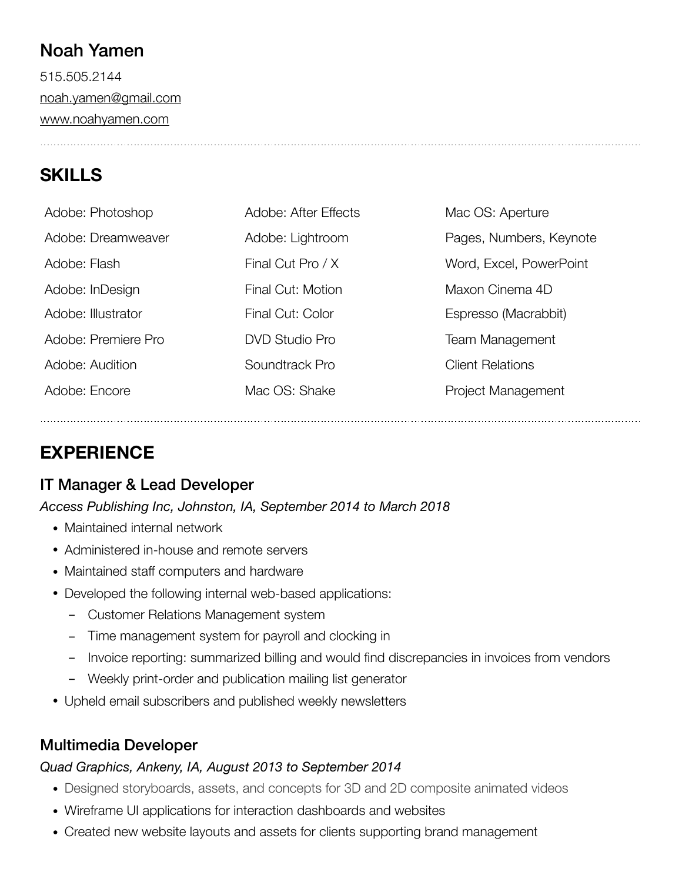# Noah Yamen

515.505.2144
noah.yamen@gmail.com
www.noahyamen.com

---

## SKILLS

| | | |
|---|---|---|
| Adobe: Photoshop | Adobe: After Effects | Mac OS: Aperture |
| Adobe: Dreamweaver | Adobe: Lightroom | Pages, Numbers, Keynote |
| Adobe: Flash | Final Cut Pro / X | Word, Excel, PowerPoint |
| Adobe: InDesign | Final Cut: Motion | Maxon Cinema 4D |
| Adobe: Illustrator | Final Cut: Color | Espresso (Macrabbit) |
| Adobe: Premiere Pro | DVD Studio Pro | Team Management |
| Adobe: Audition | Soundtrack Pro | Client Relations |
| Adobe: Encore | Mac OS: Shake | Project Management |

---

## EXPERIENCE

### IT Manager & Lead Developer

*Access Publishing Inc, Johnston, IA, September 2014 to March 2018*

- Maintained internal network
- Administered in-house and remote servers
- Maintained staff computers and hardware
- Developed the following internal web-based applications:
  - Customer Relations Management system
  - Time management system for payroll and clocking in
  - Invoice reporting: summarized billing and would find discrepancies in invoices from vendors
  - Weekly print-order and publication mailing list generator
- Upheld email subscribers and published weekly newsletters

### Multimedia Developer

*Quad Graphics, Ankeny, IA, August 2013 to September 2014*

- Designed storyboards, assets, and concepts for 3D and 2D composite animated videos
- Wireframe UI applications for interaction dashboards and websites
- Created new website layouts and assets for clients supporting brand management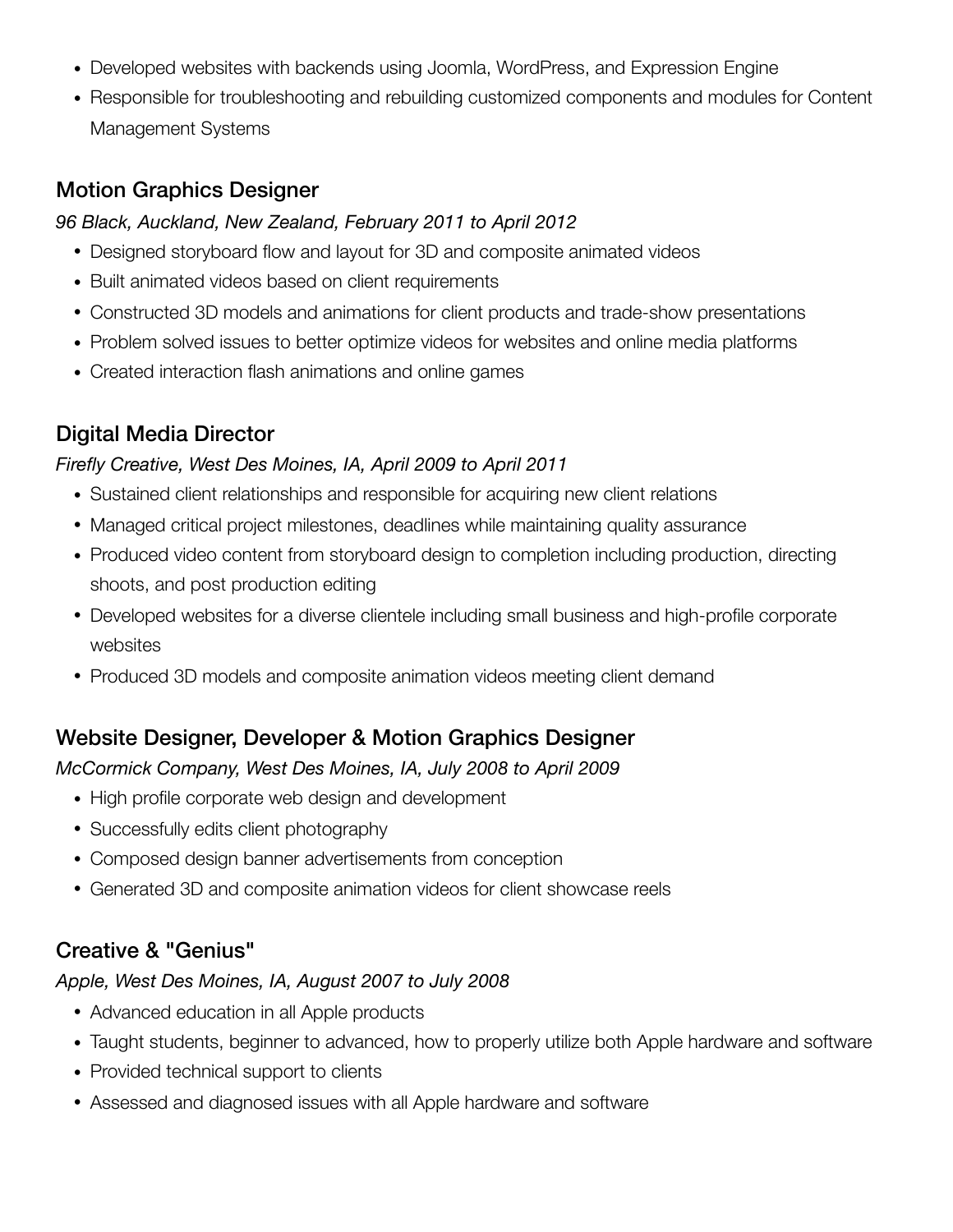- Developed websites with backends using Joomla, WordPress, and Expression Engine
- Responsible for troubleshooting and rebuilding customized components and modules for Content Management Systems

### Motion Graphics Designer

*96 Black, Auckland, New Zealand, February 2011 to April 2012*

- Designed storyboard flow and layout for 3D and composite animated videos
- Built animated videos based on client requirements
- Constructed 3D models and animations for client products and trade-show presentations
- Problem solved issues to better optimize videos for websites and online media platforms
- Created interaction flash animations and online games

### Digital Media Director

*Firefly Creative, West Des Moines, IA, April 2009 to April 2011*

- Sustained client relationships and responsible for acquiring new client relations
- Managed critical project milestones, deadlines while maintaining quality assurance
- Produced video content from storyboard design to completion including production, directing shoots, and post production editing
- Developed websites for a diverse clientele including small business and high-profile corporate websites
- Produced 3D models and composite animation videos meeting client demand

### Website Designer, Developer & Motion Graphics Designer

*McCormick Company, West Des Moines, IA, July 2008 to April 2009*

- High profile corporate web design and development
- Successfully edits client photography
- Composed design banner advertisements from conception
- Generated 3D and composite animation videos for client showcase reels

### Creative & "Genius"

*Apple, West Des Moines, IA, August 2007 to July 2008*

- Advanced education in all Apple products
- Taught students, beginner to advanced, how to properly utilize both Apple hardware and software
- Provided technical support to clients
- Assessed and diagnosed issues with all Apple hardware and software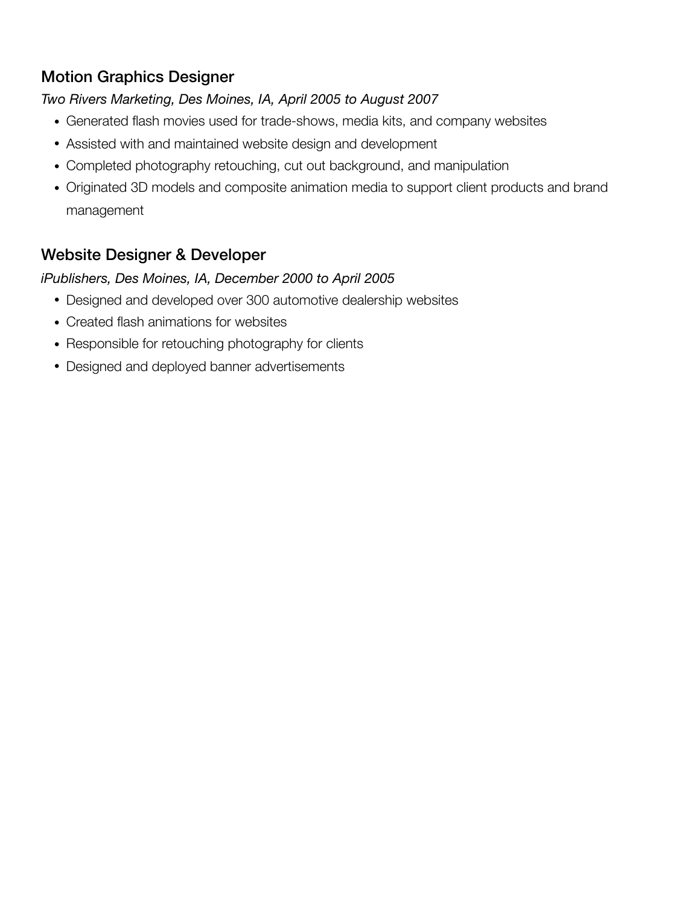### Motion Graphics Designer

*Two Rivers Marketing, Des Moines, IA, April 2005 to August 2007*

- Generated flash movies used for trade-shows, media kits, and company websites
- Assisted with and maintained website design and development
- Completed photography retouching, cut out background, and manipulation
- Originated 3D models and composite animation media to support client products and brand management

### Website Designer & Developer

*iPublishers, Des Moines, IA, December 2000 to April 2005*

- Designed and developed over 300 automotive dealership websites
- Created flash animations for websites
- Responsible for retouching photography for clients
- Designed and deployed banner advertisements